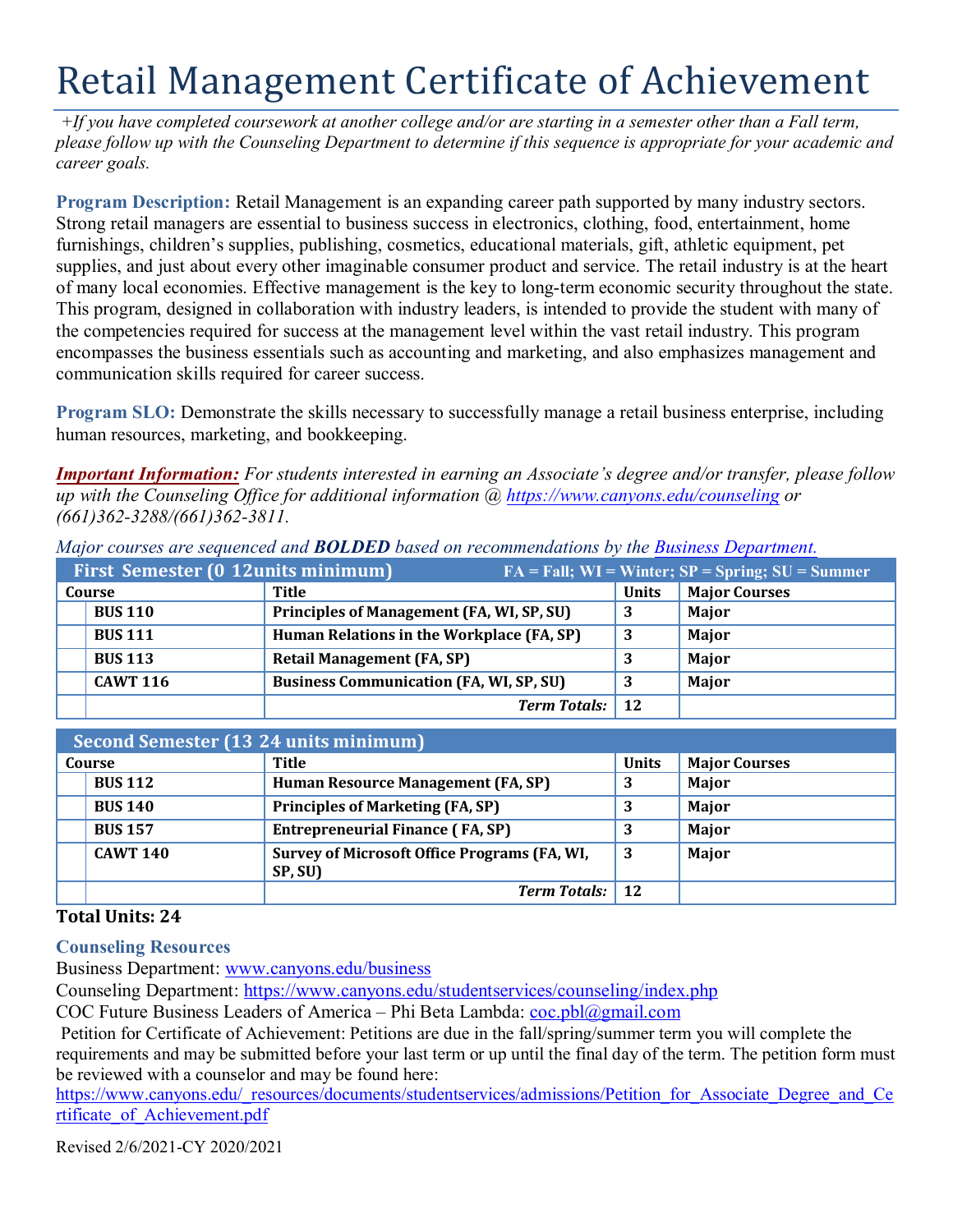# Retail Management Certificate of Achievement

*+If you have completed coursework at another college and/or are starting in a semester other than a Fall term, please follow up with the Counseling Department to determine if this sequence is appropriate for your academic and career goals.*

**Program Description:** Retail Management is an expanding career path supported by many industry sectors. Strong retail managers are essential to business success in electronics, clothing, food, entertainment, home furnishings, children's supplies, publishing, cosmetics, educational materials, gift, athletic equipment, pet supplies, and just about every other imaginable consumer product and service. The retail industry is at the heart of many local economies. Effective management is the key to long-term economic security throughout the state. This program, designed in collaboration with industry leaders, is intended to provide the student with many of the competencies required for success at the management level within the vast retail industry. This program encompasses the business essentials such as accounting and marketing, and also emphasizes management and communication skills required for career success.

**Program SLO:** Demonstrate the skills necessary to successfully manage a retail business enterprise, including human resources, marketing, and bookkeeping.

***Important Information:*** *For students interested in earning an Associate's degree and/or transfer, please follow up with the Counseling Office for additional information @ https://www.canyons.edu/counseling or (661)362-3288/(661)362-3811.*

*Major courses are sequenced and **BOLDED** based on recommendations by the Business Department.*

**First Semester (0 12units minimum)** FA = Fall; WI = Winter; SP = Spring; SU = Summer

| | Course | Title | Units | Major Courses |
|---|---|---|---|---|
| | **BUS 110** | **Principles of Management (FA, WI, SP, SU)** | **3** | **Major** |
| | **BUS 111** | **Human Relations in the Workplace (FA, SP)** | **3** | **Major** |
| | **BUS 113** | **Retail Management (FA, SP)** | **3** | **Major** |
| | **CAWT 116** | **Business Communication (FA, WI, SP, SU)** | **3** | **Major** |
| | | ***Term Totals:*** | **12** | |

**Second Semester (13 24 units minimum)**

| | Course | Title | Units | Major Courses |
|---|---|---|---|---|
| | **BUS 112** | **Human Resource Management (FA, SP)** | **3** | **Major** |
| | **BUS 140** | **Principles of Marketing (FA, SP)** | **3** | **Major** |
| | **BUS 157** | **Entrepreneurial Finance ( FA, SP)** | **3** | **Major** |
| | **CAWT 140** | **Survey of Microsoft Office Programs (FA, WI, SP, SU)** | **3** | **Major** |
| | | ***Term Totals:*** | **12** | |

**Total Units: 24**

**Counseling Resources**

Business Department: www.canyons.edu/business

Counseling Department: https://www.canyons.edu/studentservices/counseling/index.php

COC Future Business Leaders of America – Phi Beta Lambda: coc.pbl@gmail.com

Petition for Certificate of Achievement: Petitions are due in the fall/spring/summer term you will complete the requirements and may be submitted before your last term or up until the final day of the term. The petition form must be reviewed with a counselor and may be found here: https://www.canyons.edu/_resources/documents/studentservices/admissions/Petition_for_Associate_Degree_and_Certificate_of_Achievement.pdf

Revised 2/6/2021-CY 2020/2021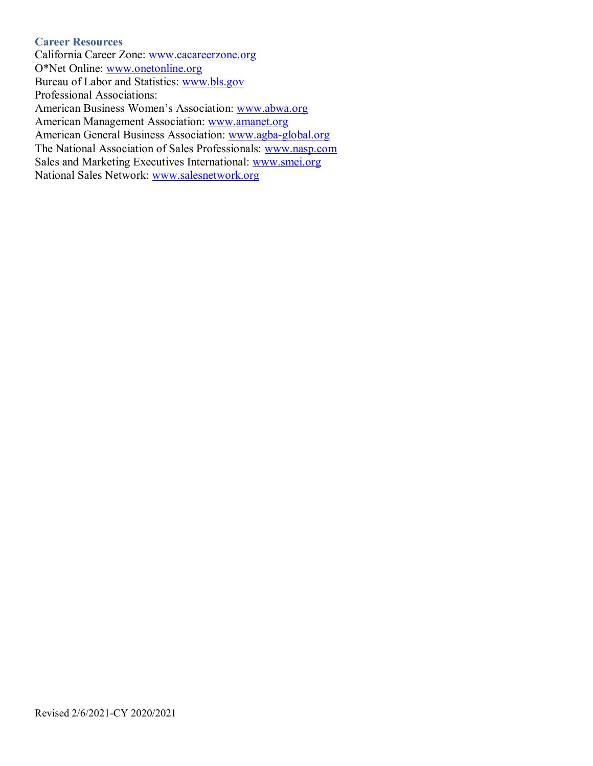### Career Resources

California Career Zone: www.cacareerzone.org
O*Net Online: www.onetonline.org
Bureau of Labor and Statistics: www.bls.gov
Professional Associations:
American Business Women's Association: www.abwa.org
American Management Association: www.amanet.org
American General Business Association: www.agba-global.org
The National Association of Sales Professionals: www.nasp.com
Sales and Marketing Executives International: www.smei.org
National Sales Network: www.salesnetwork.org

Revised 2/6/2021-CY 2020/2021